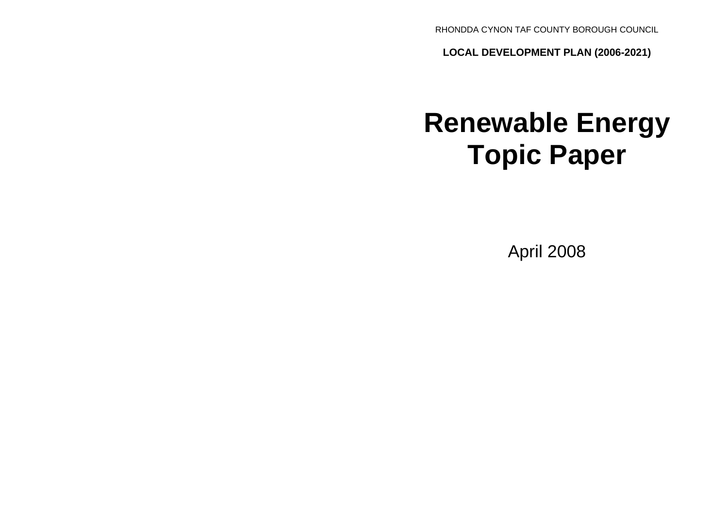RHONDDA CYNON TAF COUNTY BOROUGH COUNCIL

**LOCAL DEVELOPMENT PLAN (2006-2021)**

# Renewable Energy Topic Paper

April 2008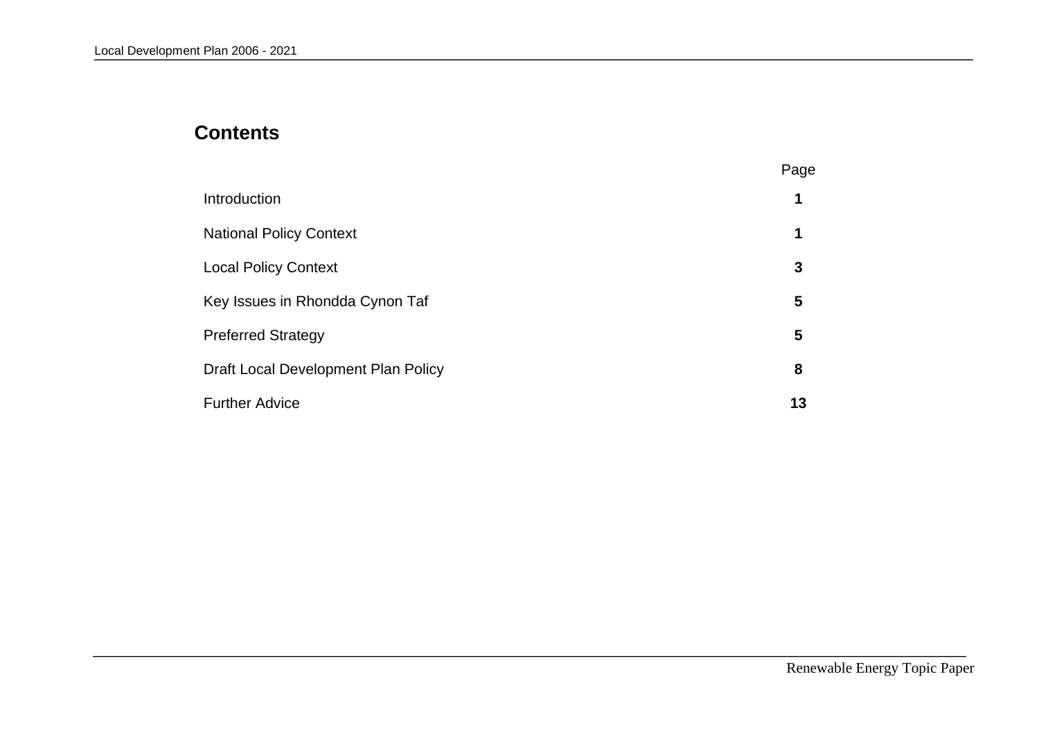## Contents

| | Page |
|---|---|
| Introduction | **1** |
| National Policy Context | **1** |
| Local Policy Context | **3** |
| Key Issues in Rhondda Cynon Taf | **5** |
| Preferred Strategy | **5** |
| Draft Local Development Plan Policy | **8** |
| Further Advice | **13** |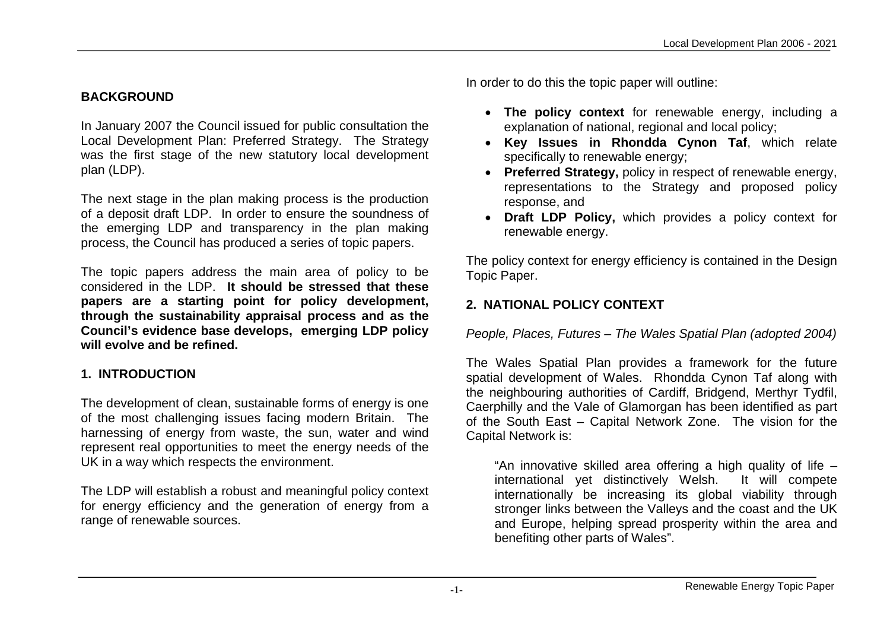## BACKGROUND

In January 2007 the Council issued for public consultation the Local Development Plan: Preferred Strategy. The Strategy was the first stage of the new statutory local development plan (LDP).

The next stage in the plan making process is the production of a deposit draft LDP. In order to ensure the soundness of the emerging LDP and transparency in the plan making process, the Council has produced a series of topic papers.

The topic papers address the main area of policy to be considered in the LDP. **It should be stressed that these papers are a starting point for policy development, through the sustainability appraisal process and as the Council's evidence base develops, emerging LDP policy will evolve and be refined.**

## 1. INTRODUCTION

The development of clean, sustainable forms of energy is one of the most challenging issues facing modern Britain. The harnessing of energy from waste, the sun, water and wind represent real opportunities to meet the energy needs of the UK in a way which respects the environment.

The LDP will establish a robust and meaningful policy context for energy efficiency and the generation of energy from a range of renewable sources.

In order to do this the topic paper will outline:

- **The policy context** for renewable energy, including a explanation of national, regional and local policy;
- **Key Issues in Rhondda Cynon Taf**, which relate specifically to renewable energy;
- **Preferred Strategy,** policy in respect of renewable energy, representations to the Strategy and proposed policy response, and
- **Draft LDP Policy,** which provides a policy context for renewable energy.

The policy context for energy efficiency is contained in the Design Topic Paper.

## 2. NATIONAL POLICY CONTEXT

*People, Places, Futures – The Wales Spatial Plan (adopted 2004)*

The Wales Spatial Plan provides a framework for the future spatial development of Wales. Rhondda Cynon Taf along with the neighbouring authorities of Cardiff, Bridgend, Merthyr Tydfil, Caerphilly and the Vale of Glamorgan has been identified as part of the South East – Capital Network Zone. The vision for the Capital Network is:

> "An innovative skilled area offering a high quality of life – international yet distinctively Welsh. It will compete internationally be increasing its global viability through stronger links between the Valleys and the coast and the UK and Europe, helping spread prosperity within the area and benefiting other parts of Wales".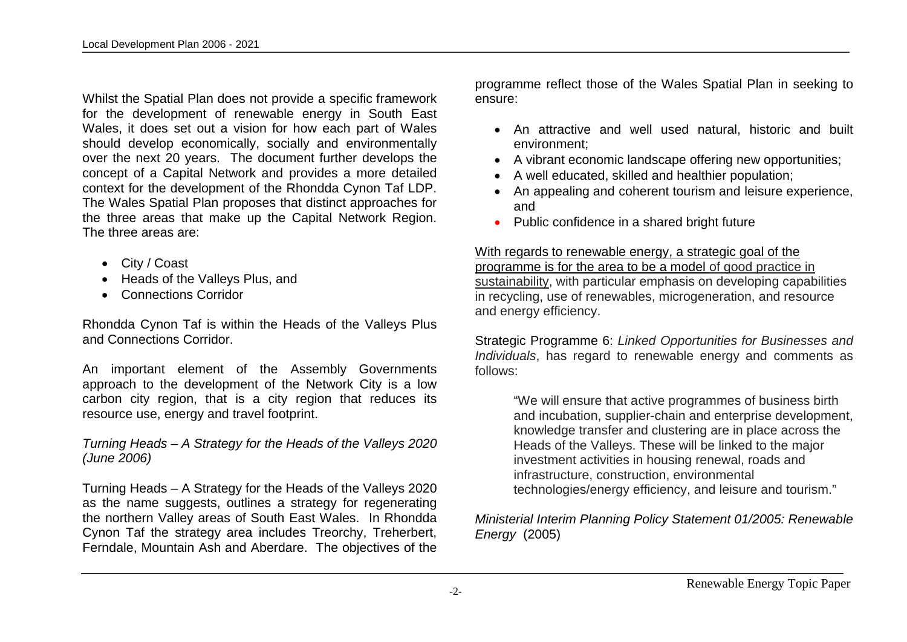Whilst the Spatial Plan does not provide a specific framework for the development of renewable energy in South East Wales, it does set out a vision for how each part of Wales should develop economically, socially and environmentally over the next 20 years. The document further develops the concept of a Capital Network and provides a more detailed context for the development of the Rhondda Cynon Taf LDP. The Wales Spatial Plan proposes that distinct approaches for the three areas that make up the Capital Network Region. The three areas are:

- City / Coast
- Heads of the Valleys Plus, and
- Connections Corridor

Rhondda Cynon Taf is within the Heads of the Valleys Plus and Connections Corridor.

An important element of the Assembly Governments approach to the development of the Network City is a low carbon city region, that is a city region that reduces its resource use, energy and travel footprint.

*Turning Heads – A Strategy for the Heads of the Valleys 2020 (June 2006)*

Turning Heads – A Strategy for the Heads of the Valleys 2020 as the name suggests, outlines a strategy for regenerating the northern Valley areas of South East Wales. In Rhondda Cynon Taf the strategy area includes Treorchy, Treherbert, Ferndale, Mountain Ash and Aberdare. The objectives of the programme reflect those of the Wales Spatial Plan in seeking to ensure:

- An attractive and well used natural, historic and built environment;
- A vibrant economic landscape offering new opportunities;
- A well educated, skilled and healthier population;
- An appealing and coherent tourism and leisure experience, and
- Public confidence in a shared bright future

With regards to renewable energy, a strategic goal of the programme is for the area to be a model of good practice in sustainability, with particular emphasis on developing capabilities in recycling, use of renewables, microgeneration, and resource and energy efficiency.

Strategic Programme 6: *Linked Opportunities for Businesses and Individuals*, has regard to renewable energy and comments as follows:

> "We will ensure that active programmes of business birth and incubation, supplier-chain and enterprise development, knowledge transfer and clustering are in place across the Heads of the Valleys. These will be linked to the major investment activities in housing renewal, roads and infrastructure, construction, environmental technologies/energy efficiency, and leisure and tourism."

*Ministerial Interim Planning Policy Statement 01/2005: Renewable Energy* (2005)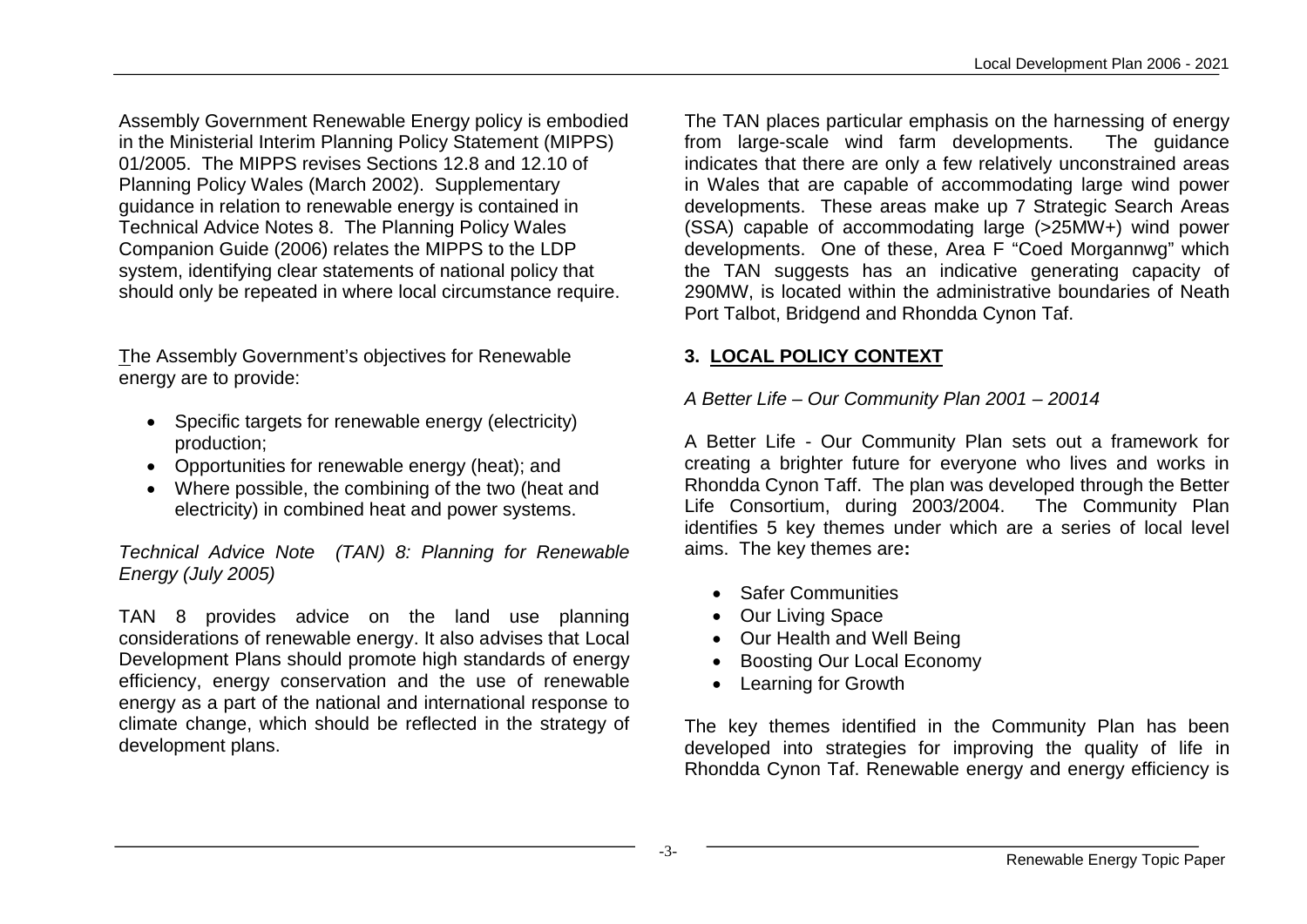Assembly Government Renewable Energy policy is embodied in the Ministerial Interim Planning Policy Statement (MIPPS) 01/2005. The MIPPS revises Sections 12.8 and 12.10 of Planning Policy Wales (March 2002). Supplementary guidance in relation to renewable energy is contained in Technical Advice Notes 8. The Planning Policy Wales Companion Guide (2006) relates the MIPPS to the LDP system, identifying clear statements of national policy that should only be repeated in where local circumstance require.

The Assembly Government's objectives for Renewable energy are to provide:

- Specific targets for renewable energy (electricity) production;
- Opportunities for renewable energy (heat); and
- Where possible, the combining of the two (heat and electricity) in combined heat and power systems.

*Technical Advice Note (TAN) 8: Planning for Renewable Energy (July 2005)*

TAN 8 provides advice on the land use planning considerations of renewable energy. It also advises that Local Development Plans should promote high standards of energy efficiency, energy conservation and the use of renewable energy as a part of the national and international response to climate change, which should be reflected in the strategy of development plans.

The TAN places particular emphasis on the harnessing of energy from large-scale wind farm developments. The guidance indicates that there are only a few relatively unconstrained areas in Wales that are capable of accommodating large wind power developments. These areas make up 7 Strategic Search Areas (SSA) capable of accommodating large (>25MW+) wind power developments. One of these, Area F "Coed Morgannwg" which the TAN suggests has an indicative generating capacity of 290MW, is located within the administrative boundaries of Neath Port Talbot, Bridgend and Rhondda Cynon Taf.

## 3. LOCAL POLICY CONTEXT

*A Better Life – Our Community Plan 2001 – 20014*

A Better Life - Our Community Plan sets out a framework for creating a brighter future for everyone who lives and works in Rhondda Cynon Taff. The plan was developed through the Better Life Consortium, during 2003/2004. The Community Plan identifies 5 key themes under which are a series of local level aims. The key themes are**:**

- Safer Communities
- Our Living Space
- Our Health and Well Being
- Boosting Our Local Economy
- Learning for Growth

The key themes identified in the Community Plan has been developed into strategies for improving the quality of life in Rhondda Cynon Taf. Renewable energy and energy efficiency is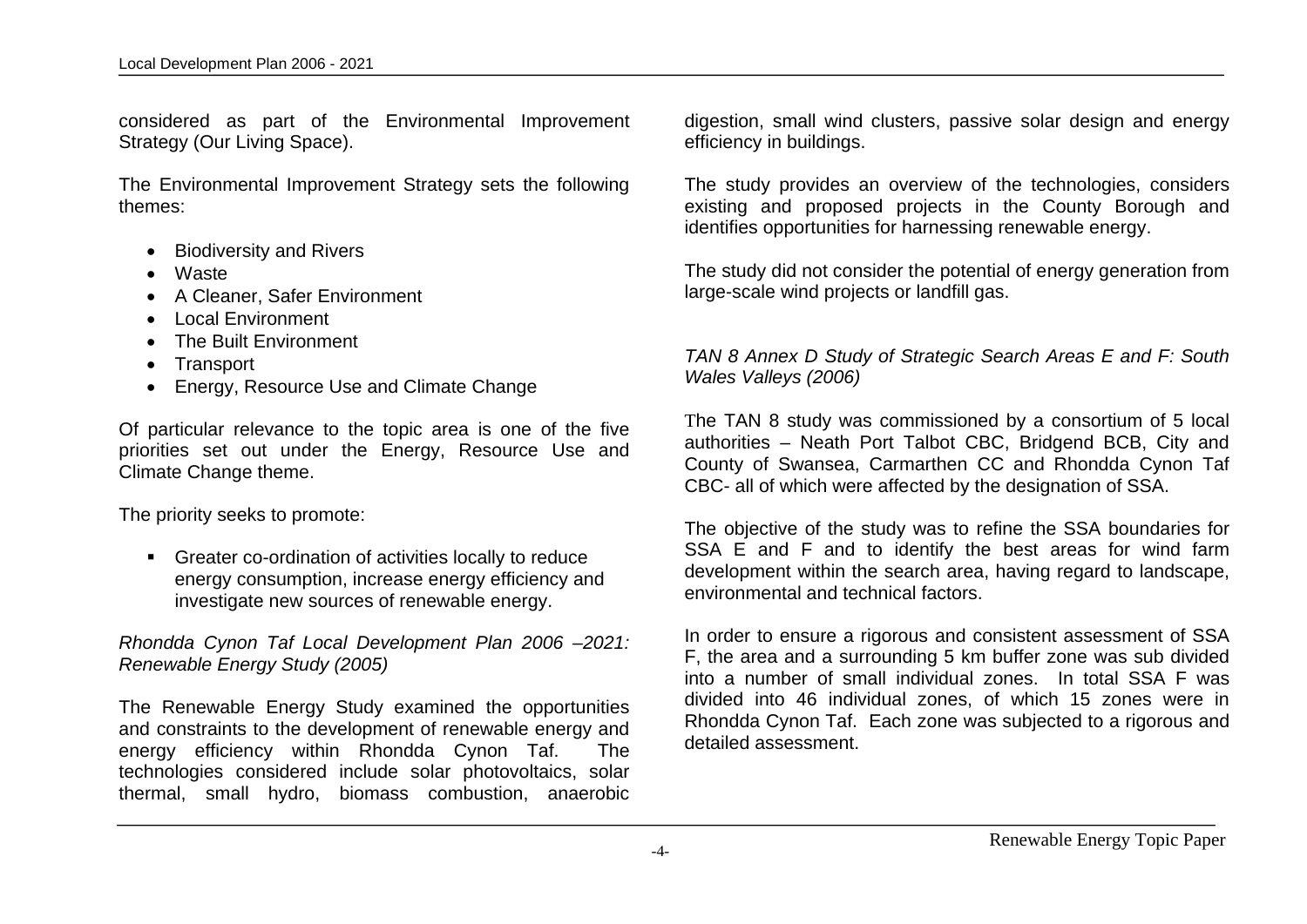considered as part of the Environmental Improvement Strategy (Our Living Space).

The Environmental Improvement Strategy sets the following themes:

- Biodiversity and Rivers
- Waste
- A Cleaner, Safer Environment
- Local Environment
- The Built Environment
- Transport
- Energy, Resource Use and Climate Change

Of particular relevance to the topic area is one of the five priorities set out under the Energy, Resource Use and Climate Change theme.

The priority seeks to promote:

- Greater co-ordination of activities locally to reduce energy consumption, increase energy efficiency and investigate new sources of renewable energy.

*Rhondda Cynon Taf Local Development Plan 2006 –2021: Renewable Energy Study (2005)*

The Renewable Energy Study examined the opportunities and constraints to the development of renewable energy and energy efficiency within Rhondda Cynon Taf. The technologies considered include solar photovoltaics, solar thermal, small hydro, biomass combustion, anaerobic digestion, small wind clusters, passive solar design and energy efficiency in buildings.

The study provides an overview of the technologies, considers existing and proposed projects in the County Borough and identifies opportunities for harnessing renewable energy.

The study did not consider the potential of energy generation from large-scale wind projects or landfill gas.

*TAN 8 Annex D Study of Strategic Search Areas E and F: South Wales Valleys (2006)*

The TAN 8 study was commissioned by a consortium of 5 local authorities – Neath Port Talbot CBC, Bridgend BCB, City and County of Swansea, Carmarthen CC and Rhondda Cynon Taf CBC- all of which were affected by the designation of SSA.

The objective of the study was to refine the SSA boundaries for SSA E and F and to identify the best areas for wind farm development within the search area, having regard to landscape, environmental and technical factors.

In order to ensure a rigorous and consistent assessment of SSA F, the area and a surrounding 5 km buffer zone was sub divided into a number of small individual zones. In total SSA F was divided into 46 individual zones, of which 15 zones were in Rhondda Cynon Taf. Each zone was subjected to a rigorous and detailed assessment.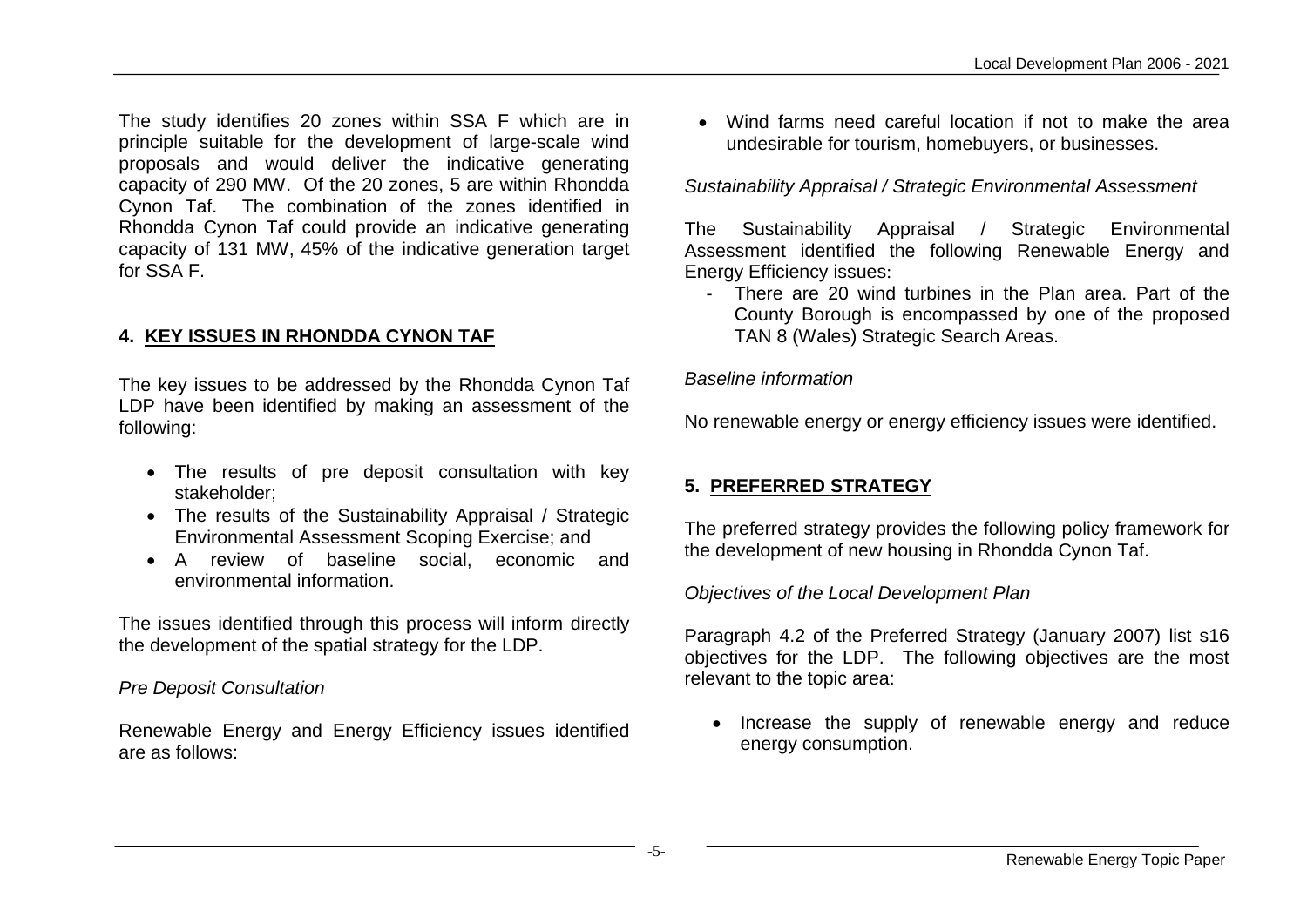The study identifies 20 zones within SSA F which are in principle suitable for the development of large-scale wind proposals and would deliver the indicative generating capacity of 290 MW. Of the 20 zones, 5 are within Rhondda Cynon Taf. The combination of the zones identified in Rhondda Cynon Taf could provide an indicative generating capacity of 131 MW, 45% of the indicative generation target for SSA F.

## 4. KEY ISSUES IN RHONDDA CYNON TAF

The key issues to be addressed by the Rhondda Cynon Taf LDP have been identified by making an assessment of the following:

- The results of pre deposit consultation with key stakeholder;
- The results of the Sustainability Appraisal / Strategic Environmental Assessment Scoping Exercise; and
- A review of baseline social, economic and environmental information.

The issues identified through this process will inform directly the development of the spatial strategy for the LDP.

*Pre Deposit Consultation*

Renewable Energy and Energy Efficiency issues identified are as follows:

- Wind farms need careful location if not to make the area undesirable for tourism, homebuyers, or businesses.

*Sustainability Appraisal / Strategic Environmental Assessment*

The Sustainability Appraisal / Strategic Environmental Assessment identified the following Renewable Energy and Energy Efficiency issues:

- There are 20 wind turbines in the Plan area. Part of the County Borough is encompassed by one of the proposed TAN 8 (Wales) Strategic Search Areas.

*Baseline information*

No renewable energy or energy efficiency issues were identified.

## 5. PREFERRED STRATEGY

The preferred strategy provides the following policy framework for the development of new housing in Rhondda Cynon Taf.

*Objectives of the Local Development Plan*

Paragraph 4.2 of the Preferred Strategy (January 2007) list s16 objectives for the LDP. The following objectives are the most relevant to the topic area:

- Increase the supply of renewable energy and reduce energy consumption.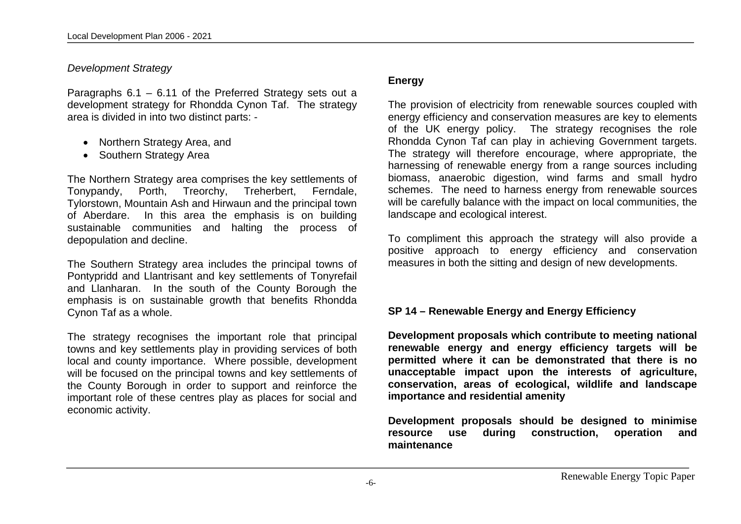*Development Strategy*

Paragraphs 6.1 – 6.11 of the Preferred Strategy sets out a development strategy for Rhondda Cynon Taf. The strategy area is divided in into two distinct parts: -

- Northern Strategy Area, and
- Southern Strategy Area

The Northern Strategy area comprises the key settlements of Tonypandy, Porth, Treorchy, Treherbert, Ferndale, Tylorstown, Mountain Ash and Hirwaun and the principal town of Aberdare. In this area the emphasis is on building sustainable communities and halting the process of depopulation and decline.

The Southern Strategy area includes the principal towns of Pontypridd and Llantrisant and key settlements of Tonyrefail and Llanharan. In the south of the County Borough the emphasis is on sustainable growth that benefits Rhondda Cynon Taf as a whole.

The strategy recognises the important role that principal towns and key settlements play in providing services of both local and county importance. Where possible, development will be focused on the principal towns and key settlements of the County Borough in order to support and reinforce the important role of these centres play as places for social and economic activity.

**Energy**

The provision of electricity from renewable sources coupled with energy efficiency and conservation measures are key to elements of the UK energy policy. The strategy recognises the role Rhondda Cynon Taf can play in achieving Government targets. The strategy will therefore encourage, where appropriate, the harnessing of renewable energy from a range sources including biomass, anaerobic digestion, wind farms and small hydro schemes. The need to harness energy from renewable sources will be carefully balance with the impact on local communities, the landscape and ecological interest.

To compliment this approach the strategy will also provide a positive approach to energy efficiency and conservation measures in both the sitting and design of new developments.

**SP 14 – Renewable Energy and Energy Efficiency**

**Development proposals which contribute to meeting national renewable energy and energy efficiency targets will be permitted where it can be demonstrated that there is no unacceptable impact upon the interests of agriculture, conservation, areas of ecological, wildlife and landscape importance and residential amenity**

**Development proposals should be designed to minimise resource use during construction, operation and maintenance**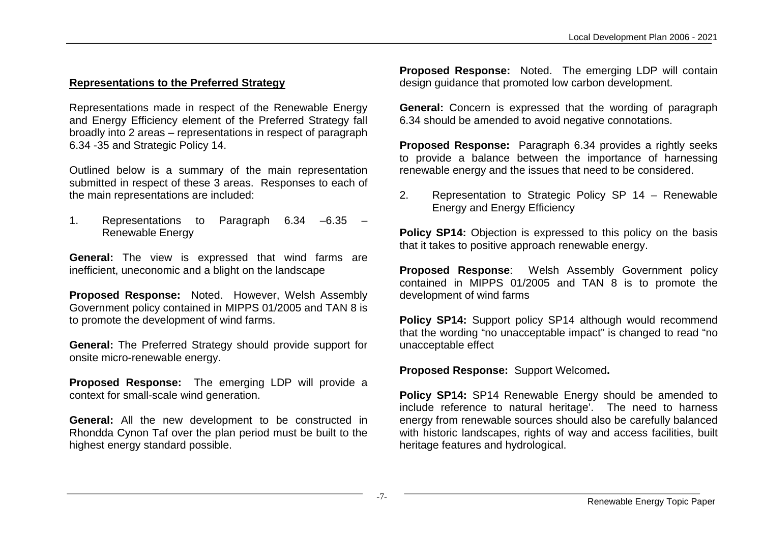## **Representations to the Preferred Strategy**

Representations made in respect of the Renewable Energy and Energy Efficiency element of the Preferred Strategy fall broadly into 2 areas – representations in respect of paragraph 6.34 -35 and Strategic Policy 14.

Outlined below is a summary of the main representation submitted in respect of these 3 areas. Responses to each of the main representations are included:

1. Representations to Paragraph 6.34 –6.35 – Renewable Energy

**General:** The view is expressed that wind farms are inefficient, uneconomic and a blight on the landscape

**Proposed Response:** Noted. However, Welsh Assembly Government policy contained in MIPPS 01/2005 and TAN 8 is to promote the development of wind farms.

**General:** The Preferred Strategy should provide support for onsite micro-renewable energy.

**Proposed Response:** The emerging LDP will provide a context for small-scale wind generation.

**General:** All the new development to be constructed in Rhondda Cynon Taf over the plan period must be built to the highest energy standard possible.

**Proposed Response:** Noted. The emerging LDP will contain design guidance that promoted low carbon development.

**General:** Concern is expressed that the wording of paragraph 6.34 should be amended to avoid negative connotations.

**Proposed Response:** Paragraph 6.34 provides a rightly seeks to provide a balance between the importance of harnessing renewable energy and the issues that need to be considered.

2. Representation to Strategic Policy SP 14 – Renewable Energy and Energy Efficiency

**Policy SP14:** Objection is expressed to this policy on the basis that it takes to positive approach renewable energy.

**Proposed Response**: Welsh Assembly Government policy contained in MIPPS 01/2005 and TAN 8 is to promote the development of wind farms

**Policy SP14:** Support policy SP14 although would recommend that the wording "no unacceptable impact" is changed to read "no unacceptable effect

**Proposed Response:** Support Welcomed**.**

**Policy SP14:** SP14 Renewable Energy should be amended to include reference to natural heritage'. The need to harness energy from renewable sources should also be carefully balanced with historic landscapes, rights of way and access facilities, built heritage features and hydrological.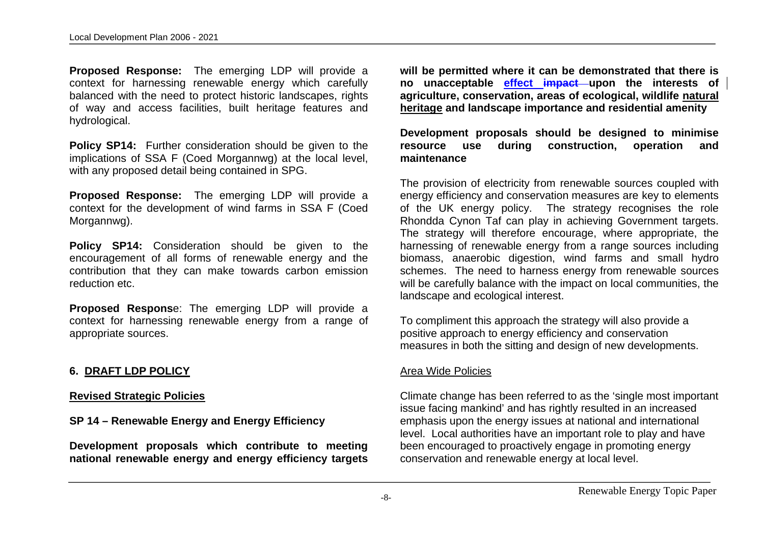**Proposed Response:** The emerging LDP will provide a context for harnessing renewable energy which carefully balanced with the need to protect historic landscapes, rights of way and access facilities, built heritage features and hydrological.

**Policy SP14:** Further consideration should be given to the implications of SSA F (Coed Morgannwg) at the local level, with any proposed detail being contained in SPG.

**Proposed Response:** The emerging LDP will provide a context for the development of wind farms in SSA F (Coed Morgannwg).

**Policy SP14:** Consideration should be given to the encouragement of all forms of renewable energy and the contribution that they can make towards carbon emission reduction etc.

**Proposed Respons**e: The emerging LDP will provide a context for harnessing renewable energy from a range of appropriate sources.

## 6. DRAFT LDP POLICY

### Revised Strategic Policies

**SP 14 – Renewable Energy and Energy Efficiency**

**Development proposals which contribute to meeting national renewable energy and energy efficiency targets will be permitted where it can be demonstrated that there is no unacceptable effect ~~impact~~ upon the interests of agriculture, conservation, areas of ecological, wildlife natural heritage and landscape importance and residential amenity**

**Development proposals should be designed to minimise resource use during construction, operation and maintenance**

The provision of electricity from renewable sources coupled with energy efficiency and conservation measures are key to elements of the UK energy policy. The strategy recognises the role Rhondda Cynon Taf can play in achieving Government targets. The strategy will therefore encourage, where appropriate, the harnessing of renewable energy from a range sources including biomass, anaerobic digestion, wind farms and small hydro schemes. The need to harness energy from renewable sources will be carefully balance with the impact on local communities, the landscape and ecological interest.

To compliment this approach the strategy will also provide a positive approach to energy efficiency and conservation measures in both the sitting and design of new developments.

### Area Wide Policies

Climate change has been referred to as the 'single most important issue facing mankind' and has rightly resulted in an increased emphasis upon the energy issues at national and international level. Local authorities have an important role to play and have been encouraged to proactively engage in promoting energy conservation and renewable energy at local level.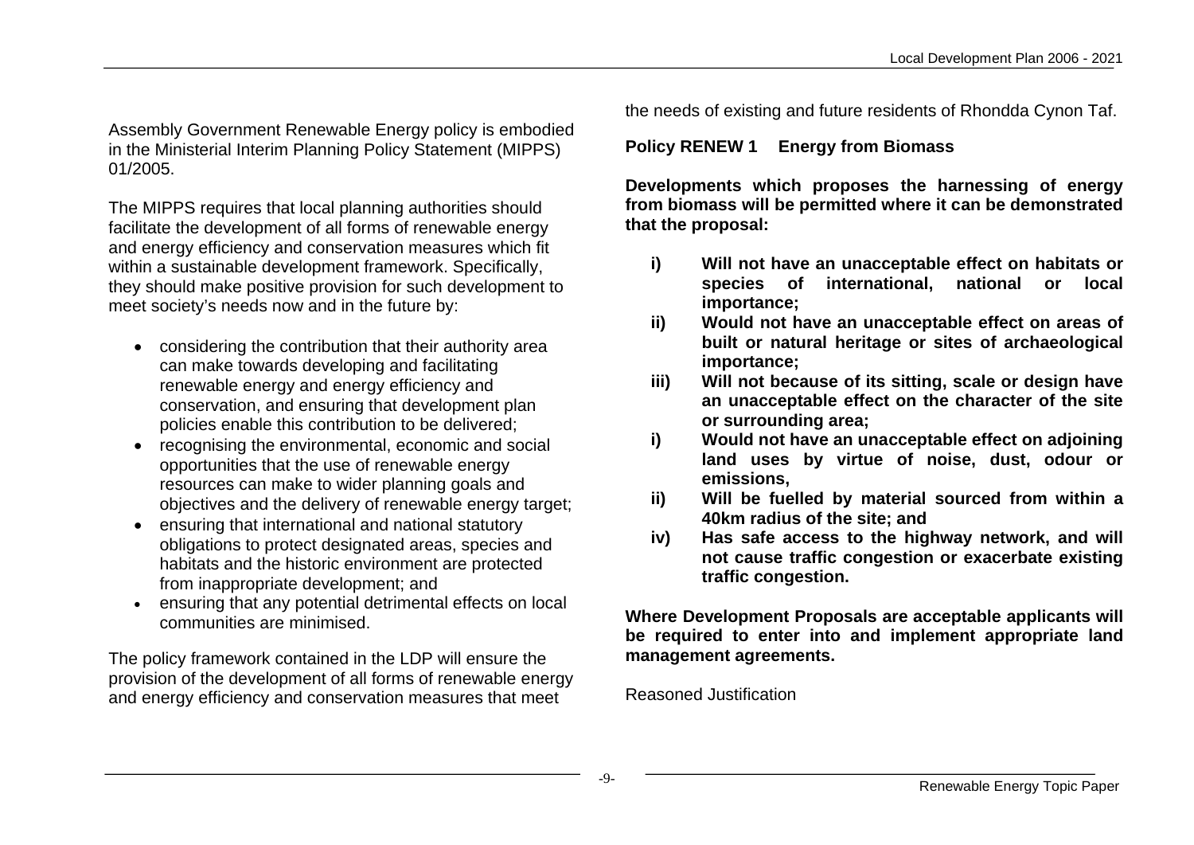Assembly Government Renewable Energy policy is embodied in the Ministerial Interim Planning Policy Statement (MIPPS) 01/2005.

The MIPPS requires that local planning authorities should facilitate the development of all forms of renewable energy and energy efficiency and conservation measures which fit within a sustainable development framework. Specifically, they should make positive provision for such development to meet society's needs now and in the future by:

- considering the contribution that their authority area can make towards developing and facilitating renewable energy and energy efficiency and conservation, and ensuring that development plan policies enable this contribution to be delivered;
- recognising the environmental, economic and social opportunities that the use of renewable energy resources can make to wider planning goals and objectives and the delivery of renewable energy target;
- ensuring that international and national statutory obligations to protect designated areas, species and habitats and the historic environment are protected from inappropriate development; and
- ensuring that any potential detrimental effects on local communities are minimised.

The policy framework contained in the LDP will ensure the provision of the development of all forms of renewable energy and energy efficiency and conservation measures that meet the needs of existing and future residents of Rhondda Cynon Taf.

**Policy RENEW 1 Energy from Biomass**

**Developments which proposes the harnessing of energy from biomass will be permitted where it can be demonstrated that the proposal:**

- **i) Will not have an unacceptable effect on habitats or species of international, national or local importance;**
- **ii) Would not have an unacceptable effect on areas of built or natural heritage or sites of archaeological importance;**
- **iii) Will not because of its sitting, scale or design have an unacceptable effect on the character of the site or surrounding area;**
- **i) Would not have an unacceptable effect on adjoining land uses by virtue of noise, dust, odour or emissions,**
- **ii) Will be fuelled by material sourced from within a 40km radius of the site; and**
- **iv) Has safe access to the highway network, and will not cause traffic congestion or exacerbate existing traffic congestion.**

**Where Development Proposals are acceptable applicants will be required to enter into and implement appropriate land management agreements.**

Reasoned Justification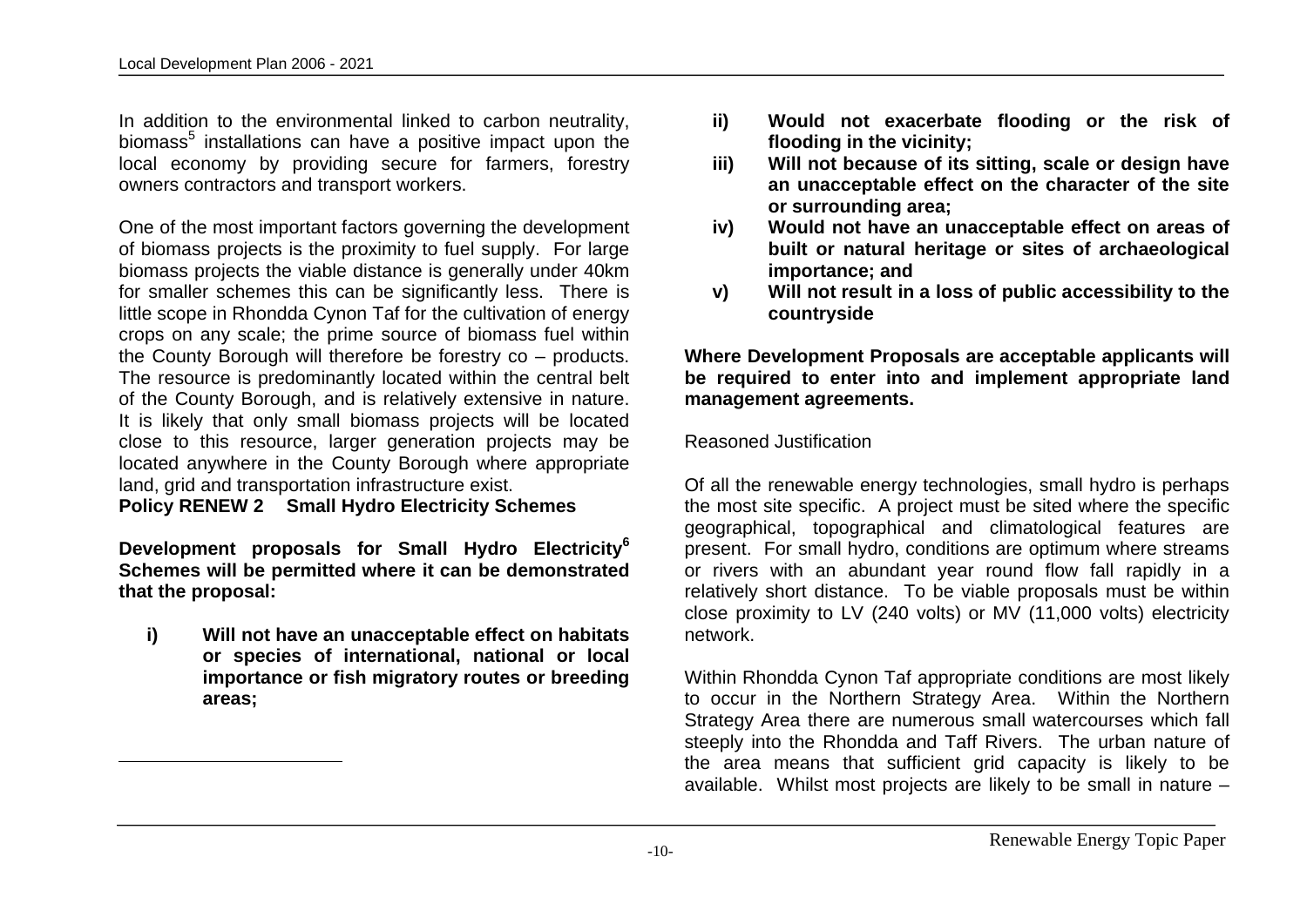In addition to the environmental linked to carbon neutrality, biomass[5] installations can have a positive impact upon the local economy by providing secure for farmers, forestry owners contractors and transport workers.

One of the most important factors governing the development of biomass projects is the proximity to fuel supply. For large biomass projects the viable distance is generally under 40km for smaller schemes this can be significantly less. There is little scope in Rhondda Cynon Taf for the cultivation of energy crops on any scale; the prime source of biomass fuel within the County Borough will therefore be forestry co – products. The resource is predominantly located within the central belt of the County Borough, and is relatively extensive in nature. It is likely that only small biomass projects will be located close to this resource, larger generation projects may be located anywhere in the County Borough where appropriate land, grid and transportation infrastructure exist.

**Policy RENEW 2 Small Hydro Electricity Schemes**

**Development proposals for Small Hydro Electricity[6] Schemes will be permitted where it can be demonstrated that the proposal:**

**i) Will not have an unacceptable effect on habitats or species of international, national or local importance or fish migratory routes or breeding areas;**

**ii) Would not exacerbate flooding or the risk of flooding in the vicinity;**

**iii) Will not because of its sitting, scale or design have an unacceptable effect on the character of the site or surrounding area;**

**iv) Would not have an unacceptable effect on areas of built or natural heritage or sites of archaeological importance; and**

**v) Will not result in a loss of public accessibility to the countryside**

**Where Development Proposals are acceptable applicants will be required to enter into and implement appropriate land management agreements.**

Reasoned Justification

Of all the renewable energy technologies, small hydro is perhaps the most site specific. A project must be sited where the specific geographical, topographical and climatological features are present. For small hydro, conditions are optimum where streams or rivers with an abundant year round flow fall rapidly in a relatively short distance. To be viable proposals must be within close proximity to LV (240 volts) or MV (11,000 volts) electricity network.

Within Rhondda Cynon Taf appropriate conditions are most likely to occur in the Northern Strategy Area. Within the Northern Strategy Area there are numerous small watercourses which fall steeply into the Rhondda and Taff Rivers. The urban nature of the area means that sufficient grid capacity is likely to be available. Whilst most projects are likely to be small in nature –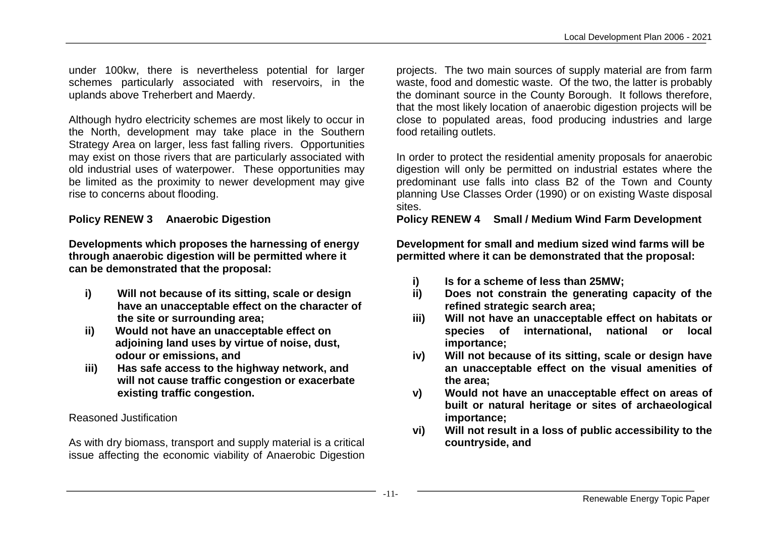under 100kw, there is nevertheless potential for larger schemes particularly associated with reservoirs, in the uplands above Treherbert and Maerdy.

Although hydro electricity schemes are most likely to occur in the North, development may take place in the Southern Strategy Area on larger, less fast falling rivers. Opportunities may exist on those rivers that are particularly associated with old industrial uses of waterpower. These opportunities may be limited as the proximity to newer development may give rise to concerns about flooding.

**Policy RENEW 3 Anaerobic Digestion**

**Developments which proposes the harnessing of energy through anaerobic digestion will be permitted where it can be demonstrated that the proposal:**

**i) Will not because of its sitting, scale or design have an unacceptable effect on the character of the site or surrounding area;**

**ii) Would not have an unacceptable effect on adjoining land uses by virtue of noise, dust, odour or emissions, and**

**iii) Has safe access to the highway network, and will not cause traffic congestion or exacerbate existing traffic congestion.**

Reasoned Justification

As with dry biomass, transport and supply material is a critical issue affecting the economic viability of Anaerobic Digestion projects. The two main sources of supply material are from farm waste, food and domestic waste. Of the two, the latter is probably the dominant source in the County Borough. It follows therefore, that the most likely location of anaerobic digestion projects will be close to populated areas, food producing industries and large food retailing outlets.

In order to protect the residential amenity proposals for anaerobic digestion will only be permitted on industrial estates where the predominant use falls into class B2 of the Town and County planning Use Classes Order (1990) or on existing Waste disposal sites.

**Policy RENEW 4 Small / Medium Wind Farm Development**

**Development for small and medium sized wind farms will be permitted where it can be demonstrated that the proposal:**

**i) Is for a scheme of less than 25MW;**

**ii) Does not constrain the generating capacity of the refined strategic search area;**

**iii) Will not have an unacceptable effect on habitats or species of international, national or local importance;**

**iv) Will not because of its sitting, scale or design have an unacceptable effect on the visual amenities of the area;**

**v) Would not have an unacceptable effect on areas of built or natural heritage or sites of archaeological importance;**

**vi) Will not result in a loss of public accessibility to the countryside, and**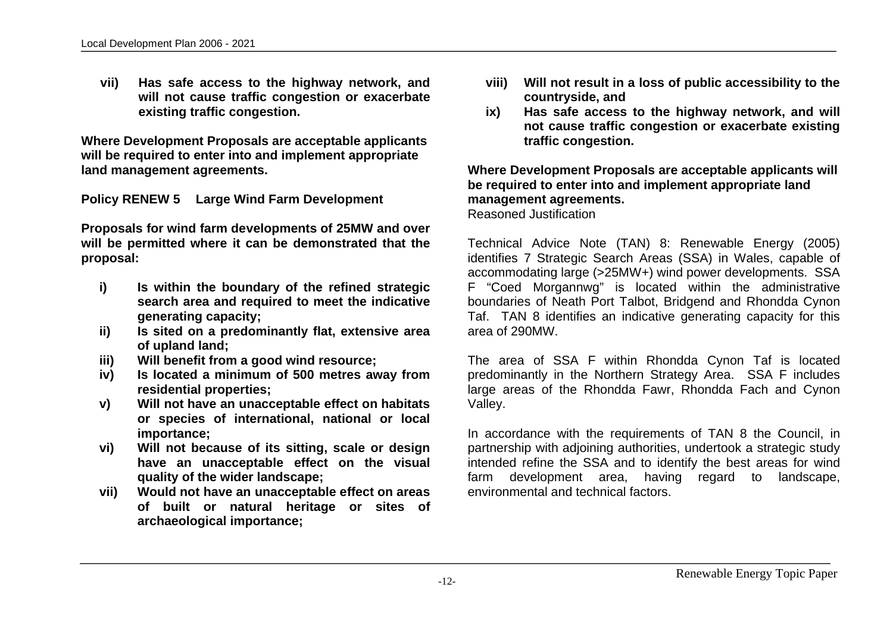**vii) Has safe access to the highway network, and will not cause traffic congestion or exacerbate existing traffic congestion.**

**Where Development Proposals are acceptable applicants will be required to enter into and implement appropriate land management agreements.**

**Policy RENEW 5 Large Wind Farm Development**

**Proposals for wind farm developments of 25MW and over will be permitted where it can be demonstrated that the proposal:**

- **i) Is within the boundary of the refined strategic search area and required to meet the indicative generating capacity;**
- **ii) Is sited on a predominantly flat, extensive area of upland land;**
- **iii) Will benefit from a good wind resource;**
- **iv) Is located a minimum of 500 metres away from residential properties;**
- **v) Will not have an unacceptable effect on habitats or species of international, national or local importance;**
- **vi) Will not because of its sitting, scale or design have an unacceptable effect on the visual quality of the wider landscape;**
- **vii) Would not have an unacceptable effect on areas of built or natural heritage or sites of archaeological importance;**
- **viii) Will not result in a loss of public accessibility to the countryside, and**
- **ix) Has safe access to the highway network, and will not cause traffic congestion or exacerbate existing traffic congestion.**

**Where Development Proposals are acceptable applicants will be required to enter into and implement appropriate land management agreements.**

Reasoned Justification

Technical Advice Note (TAN) 8: Renewable Energy (2005) identifies 7 Strategic Search Areas (SSA) in Wales, capable of accommodating large (>25MW+) wind power developments. SSA F "Coed Morgannwg" is located within the administrative boundaries of Neath Port Talbot, Bridgend and Rhondda Cynon Taf. TAN 8 identifies an indicative generating capacity for this area of 290MW.

The area of SSA F within Rhondda Cynon Taf is located predominantly in the Northern Strategy Area. SSA F includes large areas of the Rhondda Fawr, Rhondda Fach and Cynon Valley.

In accordance with the requirements of TAN 8 the Council, in partnership with adjoining authorities, undertook a strategic study intended refine the SSA and to identify the best areas for wind farm development area, having regard to landscape, environmental and technical factors.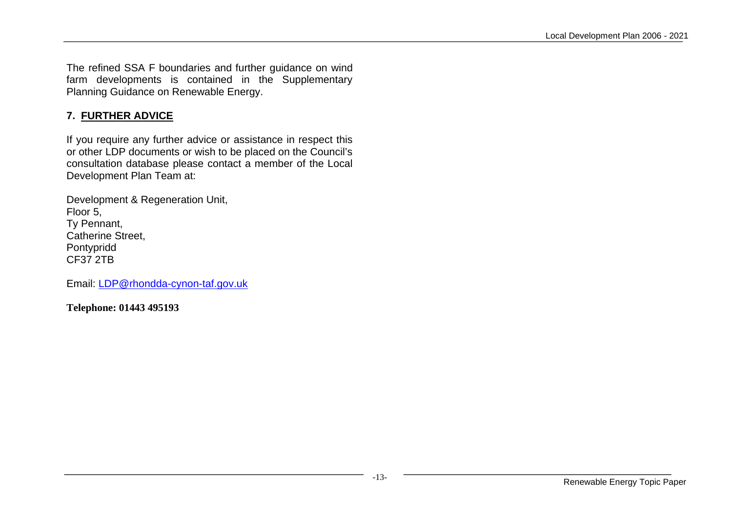The refined SSA F boundaries and further guidance on wind farm developments is contained in the Supplementary Planning Guidance on Renewable Energy.

## 7. FURTHER ADVICE

If you require any further advice or assistance in respect this or other LDP documents or wish to be placed on the Council's consultation database please contact a member of the Local Development Plan Team at:

Development & Regeneration Unit,
Floor 5,
Ty Pennant,
Catherine Street,
Pontypridd
CF37 2TB

Email: LDP@rhondda-cynon-taf.gov.uk

**Telephone: 01443 495193**